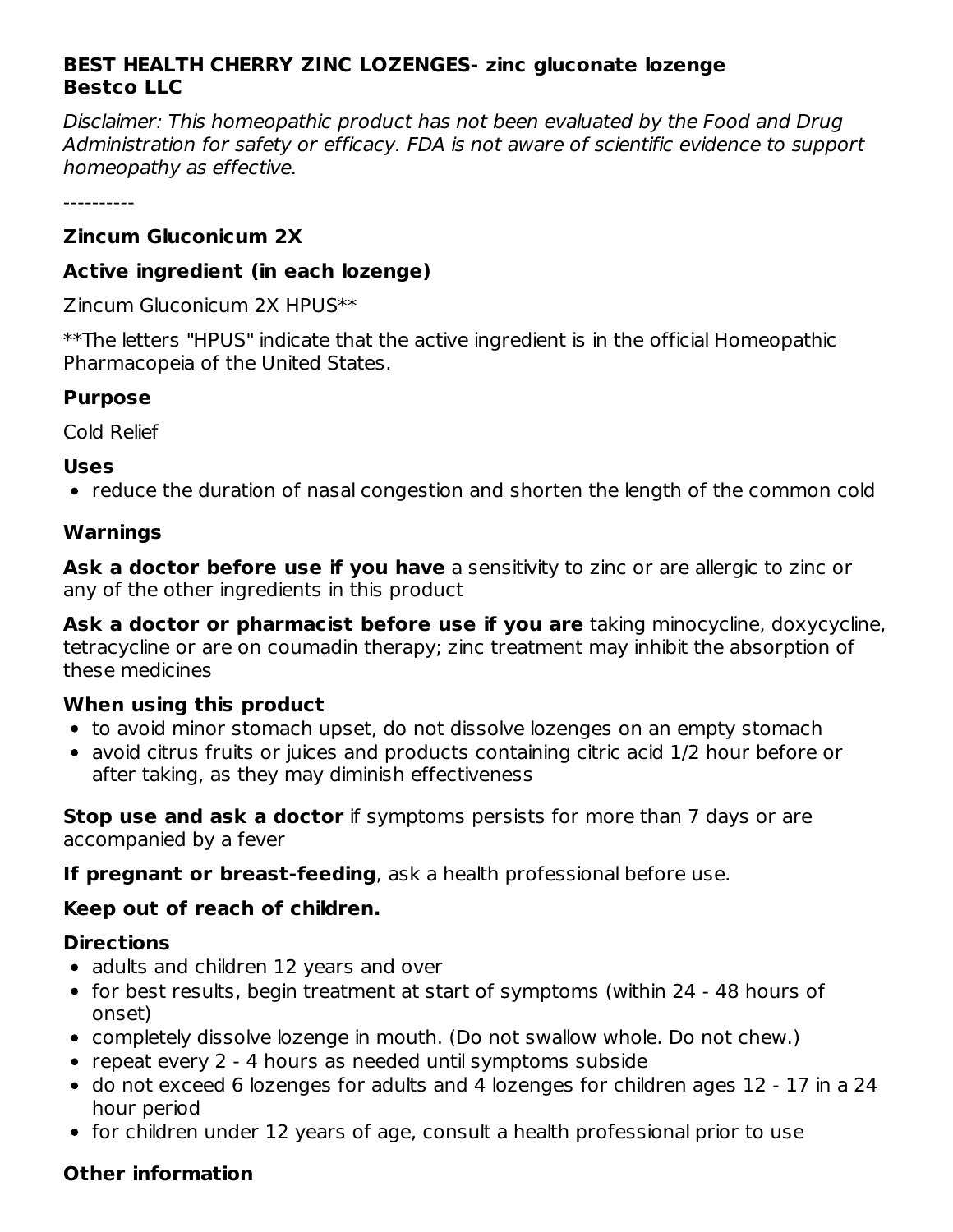**BEST HEALTH CHERRY ZINC LOZENGES- zinc gluconate lozenge**
**Bestco LLC**

*Disclaimer: This homeopathic product has not been evaluated by the Food and Drug Administration for safety or efficacy. FDA is not aware of scientific evidence to support homeopathy as effective.*

----------

### Zincum Gluconicum 2X

### Active ingredient (in each lozenge)

Zincum Gluconicum 2X HPUS**

**The letters "HPUS" indicate that the active ingredient is in the official Homeopathic Pharmacopeia of the United States.

### Purpose

Cold Relief

### Uses

- reduce the duration of nasal congestion and shorten the length of the common cold

### Warnings

**Ask a doctor before use if you have** a sensitivity to zinc or are allergic to zinc or any of the other ingredients in this product

**Ask a doctor or pharmacist before use if you are** taking minocycline, doxycycline, tetracycline or are on coumadin therapy; zinc treatment may inhibit the absorption of these medicines

### When using this product

- to avoid minor stomach upset, do not dissolve lozenges on an empty stomach
- avoid citrus fruits or juices and products containing citric acid 1/2 hour before or after taking, as they may diminish effectiveness

**Stop use and ask a doctor** if symptoms persists for more than 7 days or are accompanied by a fever

**If pregnant or breast-feeding**, ask a health professional before use.

**Keep out of reach of children.**

### Directions

- adults and children 12 years and over
- for best results, begin treatment at start of symptoms (within 24 - 48 hours of onset)
- completely dissolve lozenge in mouth. (Do not swallow whole. Do not chew.)
- repeat every 2 - 4 hours as needed until symptoms subside
- do not exceed 6 lozenges for adults and 4 lozenges for children ages 12 - 17 in a 24 hour period
- for children under 12 years of age, consult a health professional prior to use

### Other information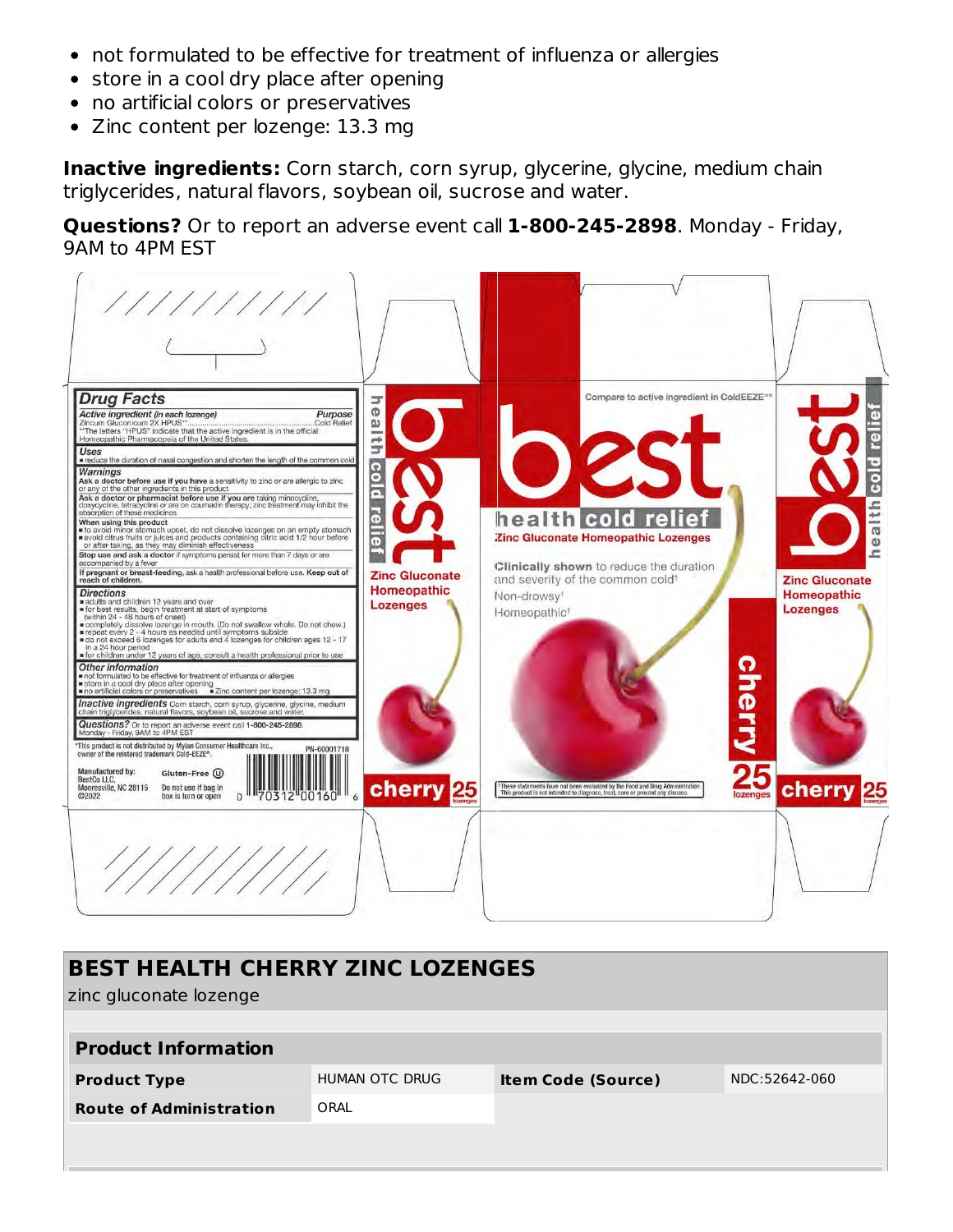- not formulated to be effective for treatment of influenza or allergies
- store in a cool dry place after opening
- no artificial colors or preservatives
- Zinc content per lozenge: 13.3 mg

**Inactive ingredients:** Corn starch, corn syrup, glycerine, glycine, medium chain triglycerides, natural flavors, soybean oil, sucrose and water.

**Questions?** Or to report an adverse event call **1-800-245-2898**. Monday - Friday, 9AM to 4PM EST

## BEST HEALTH CHERRY ZINC LOZENGES

zinc gluconate lozenge

| Product Information | | | |
|---|---|---|---|
| **Product Type** | HUMAN OTC DRUG | **Item Code (Source)** | NDC:52642-060 |
| **Route of Administration** | ORAL | | |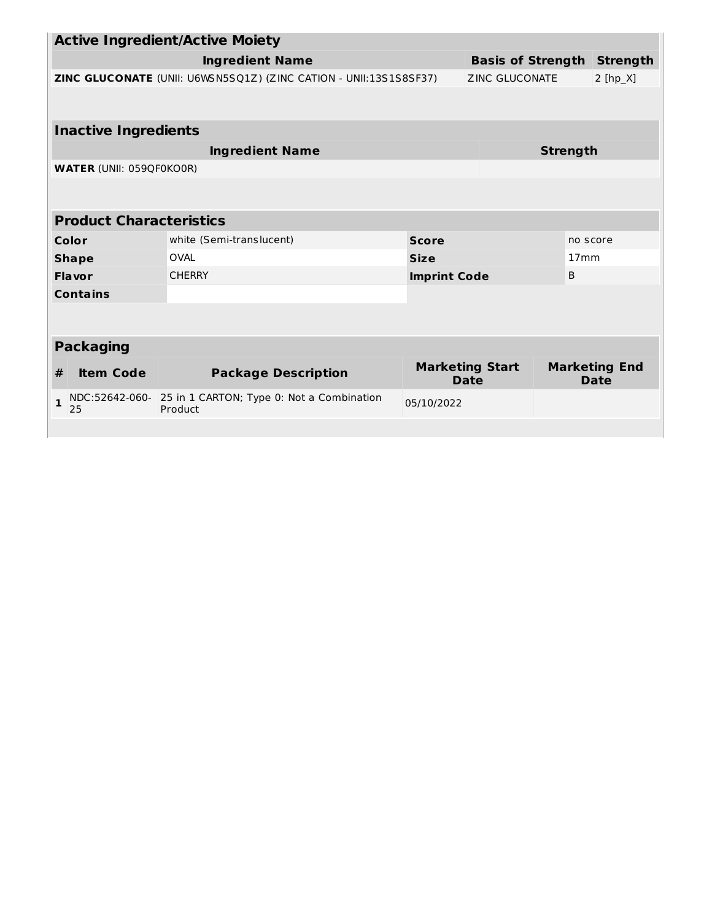## Active Ingredient/Active Moiety

| Ingredient Name | Basis of Strength | Strength |
|---|---|---|
| **ZINC GLUCONATE** (UNII: U6WSN5SQ1Z) (ZINC CATION - UNII:13S1S8SF37) | ZINC GLUCONATE | 2 [hp_X] |

## Inactive Ingredients

| Ingredient Name | Strength |
|---|---|
| **WATER** (UNII: 059QF0KO0R) | |

## Product Characteristics

| | | | |
|---|---|---|---|
| **Color** | white (Semi-translucent) | **Score** | no score |
| **Shape** | OVAL | **Size** | 17mm |
| **Flavor** | CHERRY | **Imprint Code** | B |
| **Contains** | | | |

## Packaging

| # | Item Code | Package Description | Marketing Start Date | Marketing End Date |
|---|---|---|---|---|
| **1** | NDC:52642-060-25 | 25 in 1 CARTON; Type 0: Not a Combination Product | 05/10/2022 | |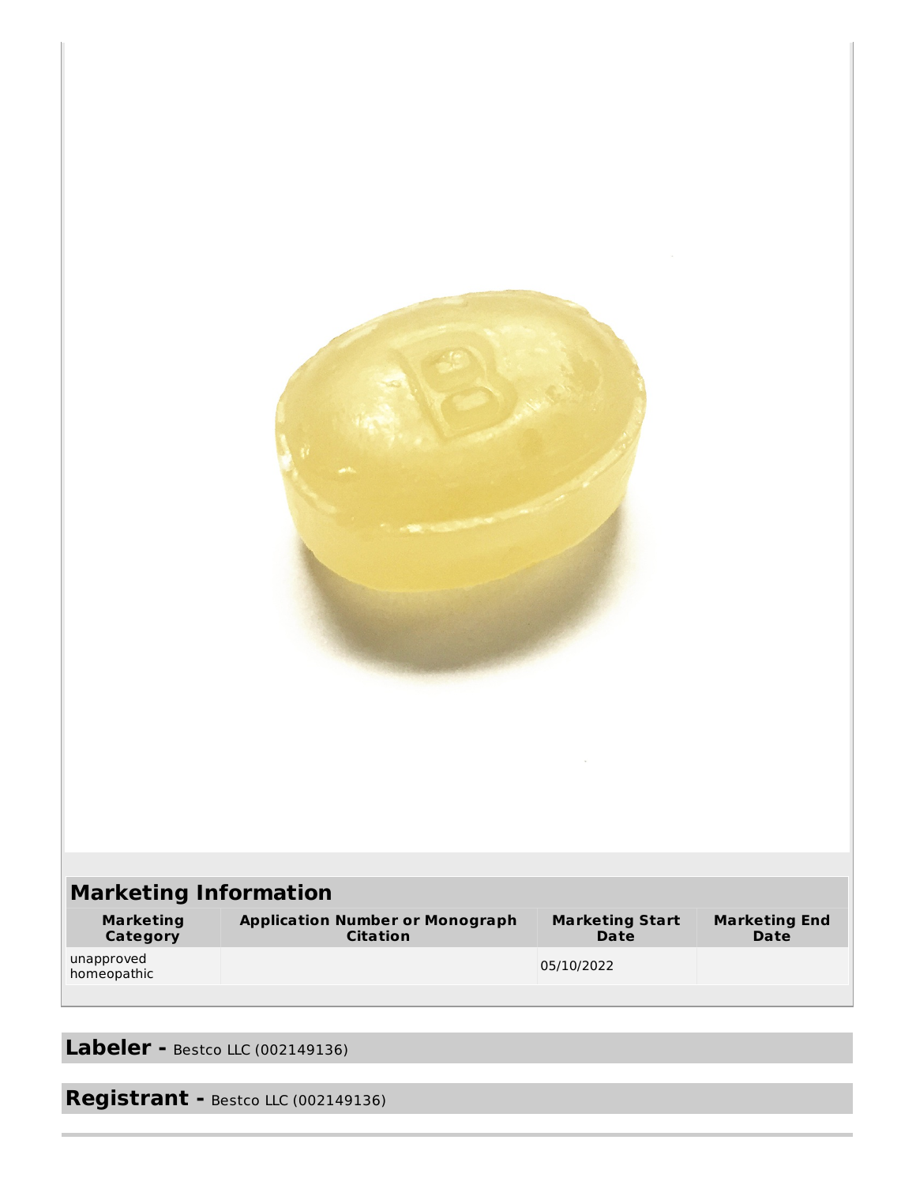## Marketing Information

| Marketing Category | Application Number or Monograph Citation | Marketing Start Date | Marketing End Date |
| --- | --- | --- | --- |
| unapproved homeopathic | | 05/10/2022 | |

## Labeler - Bestco LLC (002149136)

## Registrant - Bestco LLC (002149136)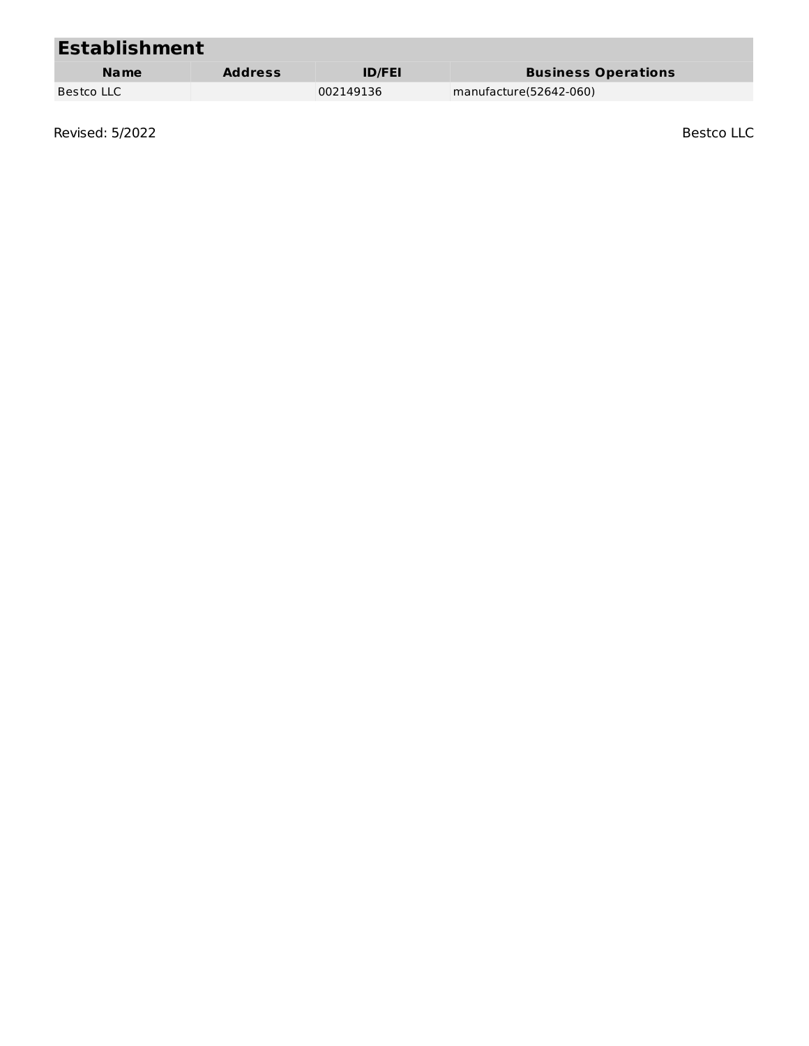## Establishment

| Name | Address | ID/FEI | Business Operations |
|---|---|---|---|
| Bestco LLC | | 002149136 | manufacture(52642-060) |

Revised: 5/2022

Bestco LLC